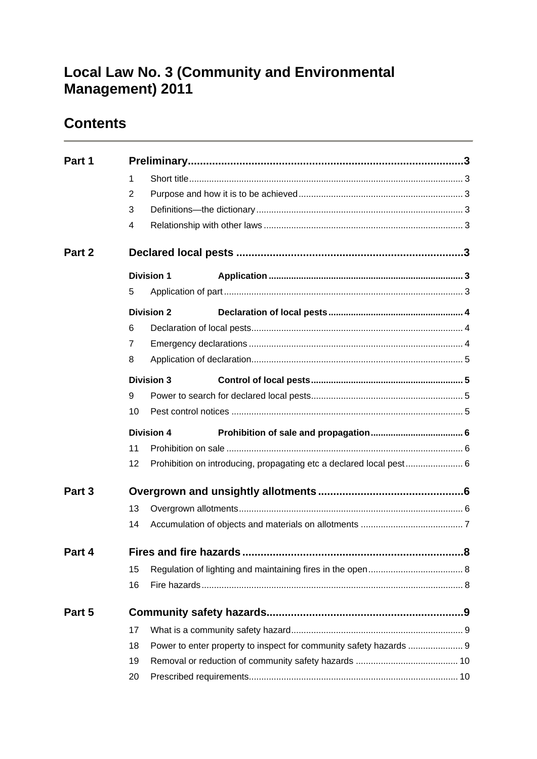# Local Law No. 3 (Community and Environmental Management) 2011

## Contents

| | | |
|---|---|---|
| **Part 1** | **Preliminary** | **3** |
| | 1 Short title | 3 |
| | 2 Purpose and how it is to be achieved | 3 |
| | 3 Definitions—the dictionary | 3 |
| | 4 Relationship with other laws | 3 |
| **Part 2** | **Declared local pests** | **3** |
| | **Division 1 Application** | **3** |
| | 5 Application of part | 3 |
| | **Division 2 Declaration of local pests** | **4** |
| | 6 Declaration of local pests | 4 |
| | 7 Emergency declarations | 4 |
| | 8 Application of declaration | 5 |
| | **Division 3 Control of local pests** | **5** |
| | 9 Power to search for declared local pests | 5 |
| | 10 Pest control notices | 5 |
| | **Division 4 Prohibition of sale and propagation** | **6** |
| | 11 Prohibition on sale | 6 |
| | 12 Prohibition on introducing, propagating etc a declared local pest | 6 |
| **Part 3** | **Overgrown and unsightly allotments** | **6** |
| | 13 Overgrown allotments | 6 |
| | 14 Accumulation of objects and materials on allotments | 7 |
| **Part 4** | **Fires and fire hazards** | **8** |
| | 15 Regulation of lighting and maintaining fires in the open | 8 |
| | 16 Fire hazards | 8 |
| **Part 5** | **Community safety hazards** | **9** |
| | 17 What is a community safety hazard | 9 |
| | 18 Power to enter property to inspect for community safety hazards | 9 |
| | 19 Removal or reduction of community safety hazards | 10 |
| | 20 Prescribed requirements | 10 |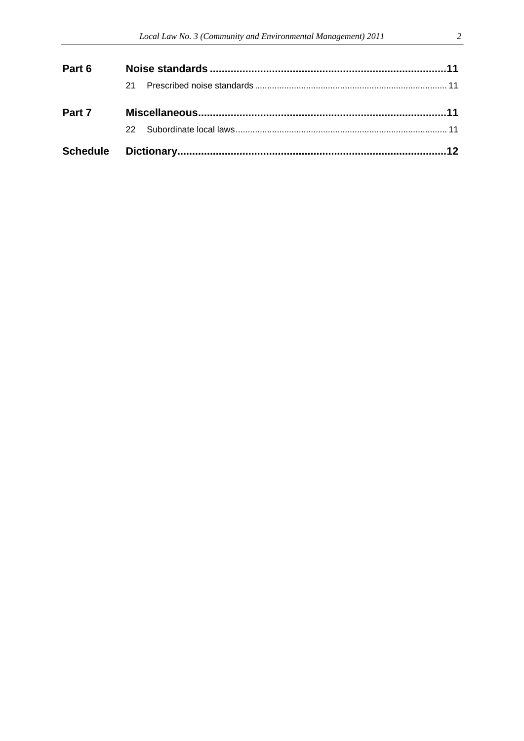| | | |
|---|---|---|
| **Part 6** | **Noise standards** | **11** |
| | 21 Prescribed noise standards | 11 |
| **Part 7** | **Miscellaneous** | **11** |
| | 22 Subordinate local laws | 11 |
| **Schedule** | **Dictionary** | **12** |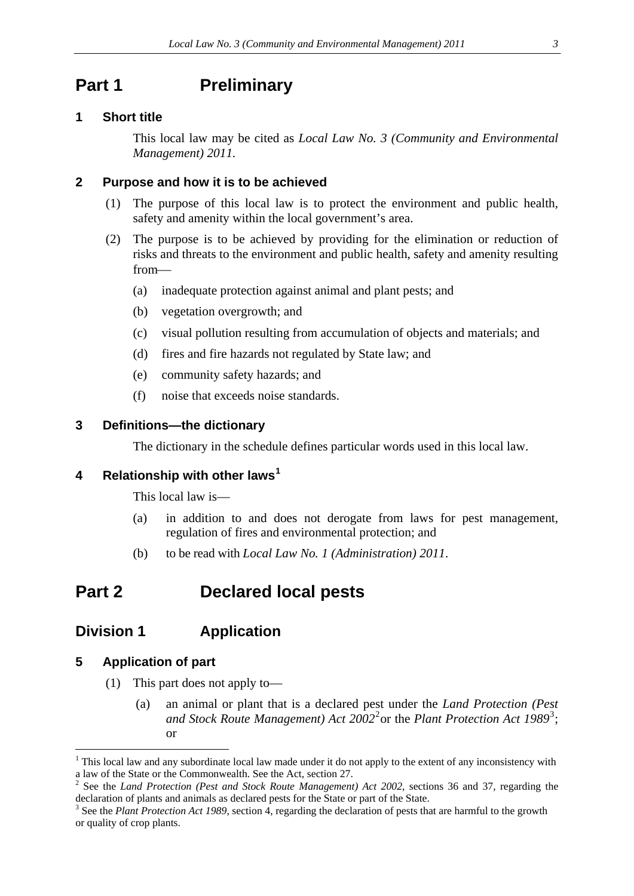# Part 1 Preliminary

### 1 Short title

This local law may be cited as *Local Law No. 3 (Community and Environmental Management) 2011*.

### 2 Purpose and how it is to be achieved

(1) The purpose of this local law is to protect the environment and public health, safety and amenity within the local government's area.

(2) The purpose is to be achieved by providing for the elimination or reduction of risks and threats to the environment and public health, safety and amenity resulting from—

(a) inadequate protection against animal and plant pests; and

(b) vegetation overgrowth; and

(c) visual pollution resulting from accumulation of objects and materials; and

(d) fires and fire hazards not regulated by State law; and

(e) community safety hazards; and

(f) noise that exceeds noise standards.

### 3 Definitions—the dictionary

The dictionary in the schedule defines particular words used in this local law.

### 4 Relationship with other laws[1]

This local law is—

(a) in addition to and does not derogate from laws for pest management, regulation of fires and environmental protection; and

(b) to be read with *Local Law No. 1 (Administration) 2011*.

# Part 2 Declared local pests

## Division 1 Application

### 5 Application of part

(1) This part does not apply to—

(a) an animal or plant that is a declared pest under the *Land Protection (Pest and Stock Route Management) Act 2002*[2] or the *Plant Protection Act 1989*[3]; or

---

[1] This local law and any subordinate local law made under it do not apply to the extent of any inconsistency with a law of the State or the Commonwealth. See the Act, section 27.

[2] See the *Land Protection (Pest and Stock Route Management) Act 2002*, sections 36 and 37, regarding the declaration of plants and animals as declared pests for the State or part of the State.

[3] See the *Plant Protection Act 1989*, section 4, regarding the declaration of pests that are harmful to the growth or quality of crop plants.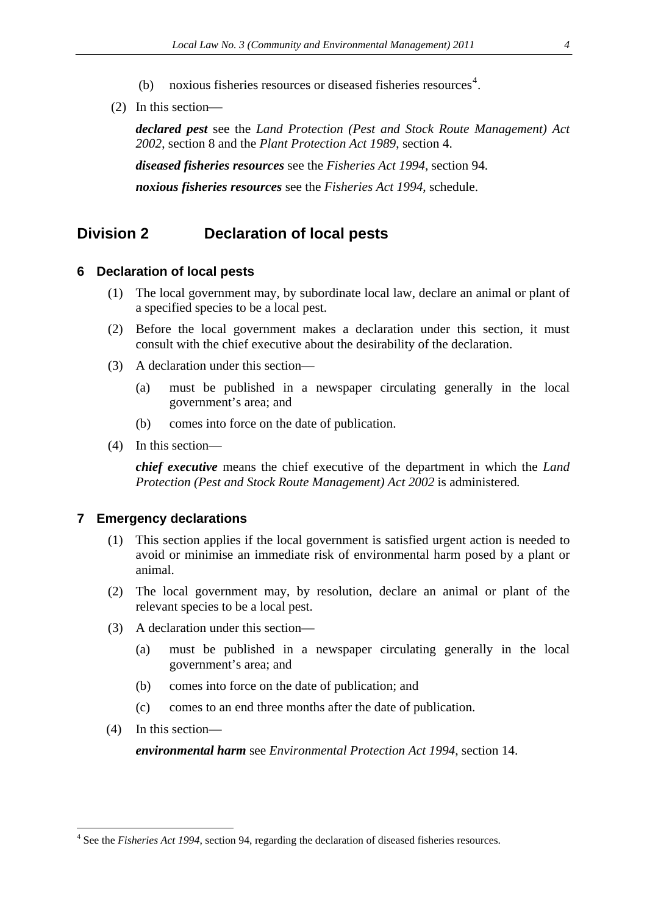(b) noxious fisheries resources or diseased fisheries resources[4].

(2) In this section—

***declared pest*** see the *Land Protection (Pest and Stock Route Management) Act 2002*, section 8 and the *Plant Protection Act 1989*, section 4.

***diseased fisheries resources*** see the *Fisheries Act 1994*, section 94.

***noxious fisheries resources*** see the *Fisheries Act 1994*, schedule.

## Division 2 Declaration of local pests

### 6 Declaration of local pests

(1) The local government may, by subordinate local law, declare an animal or plant of a specified species to be a local pest.

(2) Before the local government makes a declaration under this section, it must consult with the chief executive about the desirability of the declaration.

(3) A declaration under this section—

(a) must be published in a newspaper circulating generally in the local government's area; and

(b) comes into force on the date of publication.

(4) In this section—

***chief executive*** means the chief executive of the department in which the *Land Protection (Pest and Stock Route Management) Act 2002* is administered*.*

### 7 Emergency declarations

(1) This section applies if the local government is satisfied urgent action is needed to avoid or minimise an immediate risk of environmental harm posed by a plant or animal.

(2) The local government may, by resolution, declare an animal or plant of the relevant species to be a local pest.

(3) A declaration under this section—

(a) must be published in a newspaper circulating generally in the local government's area; and

(b) comes into force on the date of publication; and

(c) comes to an end three months after the date of publication.

(4) In this section—

***environmental harm*** see *Environmental Protection Act 1994*, section 14.

---

[4] See the *Fisheries Act 1994*, section 94, regarding the declaration of diseased fisheries resources.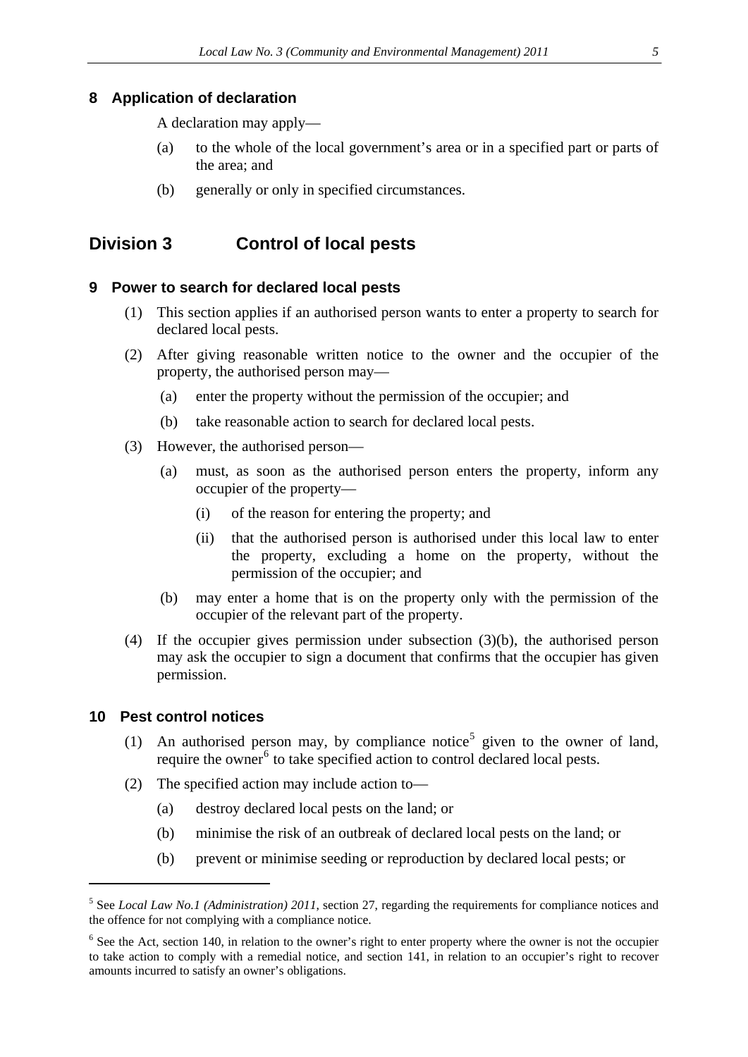## 8 Application of declaration

A declaration may apply—

(a) to the whole of the local government's area or in a specified part or parts of the area; and

(b) generally or only in specified circumstances.

# Division 3 Control of local pests

## 9 Power to search for declared local pests

(1) This section applies if an authorised person wants to enter a property to search for declared local pests.

(2) After giving reasonable written notice to the owner and the occupier of the property, the authorised person may—

(a) enter the property without the permission of the occupier; and

(b) take reasonable action to search for declared local pests.

(3) However, the authorised person—

(a) must, as soon as the authorised person enters the property, inform any occupier of the property—

(i) of the reason for entering the property; and

(ii) that the authorised person is authorised under this local law to enter the property, excluding a home on the property, without the permission of the occupier; and

(b) may enter a home that is on the property only with the permission of the occupier of the relevant part of the property.

(4) If the occupier gives permission under subsection (3)(b), the authorised person may ask the occupier to sign a document that confirms that the occupier has given permission.

## 10 Pest control notices

(1) An authorised person may, by compliance notice[5] given to the owner of land, require the owner[6] to take specified action to control declared local pests.

(2) The specified action may include action to—

(a) destroy declared local pests on the land; or

(b) minimise the risk of an outbreak of declared local pests on the land; or

(b) prevent or minimise seeding or reproduction by declared local pests; or

---

[5] See *Local Law No.1 (Administration) 2011*, section 27, regarding the requirements for compliance notices and the offence for not complying with a compliance notice.

[6] See the Act, section 140, in relation to the owner's right to enter property where the owner is not the occupier to take action to comply with a remedial notice, and section 141, in relation to an occupier's right to recover amounts incurred to satisfy an owner's obligations.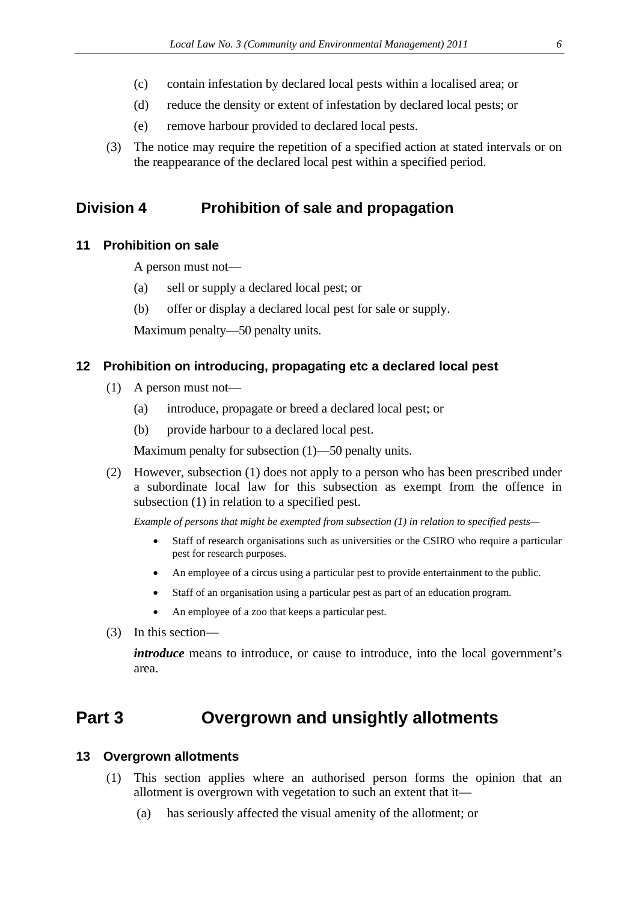(c) contain infestation by declared local pests within a localised area; or

(d) reduce the density or extent of infestation by declared local pests; or

(e) remove harbour provided to declared local pests.

(3) The notice may require the repetition of a specified action at stated intervals or on the reappearance of the declared local pest within a specified period.

## Division 4 Prohibition of sale and propagation

### 11 Prohibition on sale

A person must not—

(a) sell or supply a declared local pest; or

(b) offer or display a declared local pest for sale or supply.

Maximum penalty—50 penalty units.

### 12 Prohibition on introducing, propagating etc a declared local pest

(1) A person must not—

(a) introduce, propagate or breed a declared local pest; or

(b) provide harbour to a declared local pest.

Maximum penalty for subsection (1)—50 penalty units.

(2) However, subsection (1) does not apply to a person who has been prescribed under a subordinate local law for this subsection as exempt from the offence in subsection (1) in relation to a specified pest.

*Example of persons that might be exempted from subsection (1) in relation to specified pests—*

- Staff of research organisations such as universities or the CSIRO who require a particular pest for research purposes.
- An employee of a circus using a particular pest to provide entertainment to the public.
- Staff of an organisation using a particular pest as part of an education program.
- An employee of a zoo that keeps a particular pest.

(3) In this section—

***introduce*** means to introduce, or cause to introduce, into the local government's area.

# Part 3 Overgrown and unsightly allotments

### 13 Overgrown allotments

(1) This section applies where an authorised person forms the opinion that an allotment is overgrown with vegetation to such an extent that it—

(a) has seriously affected the visual amenity of the allotment; or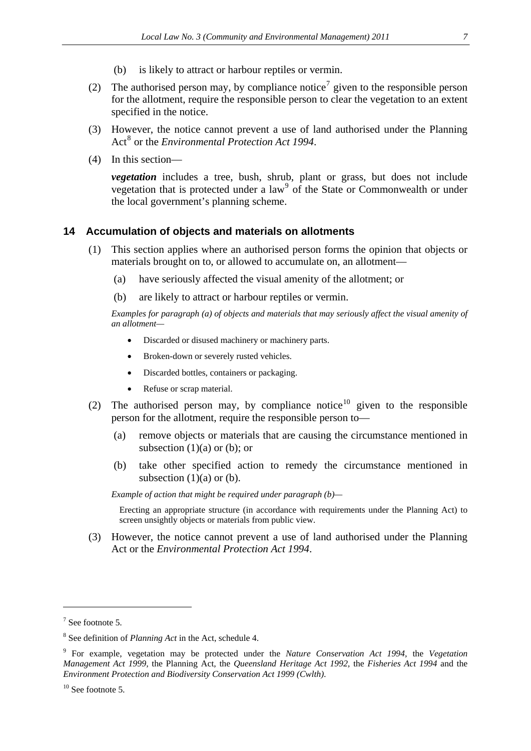(b) is likely to attract or harbour reptiles or vermin.

(2) The authorised person may, by compliance notice[7] given to the responsible person for the allotment, require the responsible person to clear the vegetation to an extent specified in the notice.

(3) However, the notice cannot prevent a use of land authorised under the Planning Act[8] or the *Environmental Protection Act 1994*.

(4) In this section—

***vegetation*** includes a tree, bush, shrub, plant or grass, but does not include vegetation that is protected under a law[9] of the State or Commonwealth or under the local government's planning scheme.

### 14 Accumulation of objects and materials on allotments

(1) This section applies where an authorised person forms the opinion that objects or materials brought on to, or allowed to accumulate on, an allotment—

(a) have seriously affected the visual amenity of the allotment; or

(b) are likely to attract or harbour reptiles or vermin.

*Examples for paragraph (a) of objects and materials that may seriously affect the visual amenity of an allotment—*

- Discarded or disused machinery or machinery parts.
- Broken-down or severely rusted vehicles.
- Discarded bottles, containers or packaging.
- Refuse or scrap material.

(2) The authorised person may, by compliance notice[10] given to the responsible person for the allotment, require the responsible person to—

(a) remove objects or materials that are causing the circumstance mentioned in subsection (1)(a) or (b); or

(b) take other specified action to remedy the circumstance mentioned in subsection (1)(a) or (b).

*Example of action that might be required under paragraph (b)—*

Erecting an appropriate structure (in accordance with requirements under the Planning Act) to screen unsightly objects or materials from public view.

(3) However, the notice cannot prevent a use of land authorised under the Planning Act or the *Environmental Protection Act 1994*.

---

[7] See footnote 5.

[8] See definition of *Planning Act* in the Act, schedule 4.

[9] For example, vegetation may be protected under the *Nature Conservation Act 1994,* the *Vegetation Management Act 1999,* the Planning Act, the *Queensland Heritage Act 1992,* the *Fisheries Act 1994* and the *Environment Protection and Biodiversity Conservation Act 1999 (Cwlth).*

[10] See footnote 5.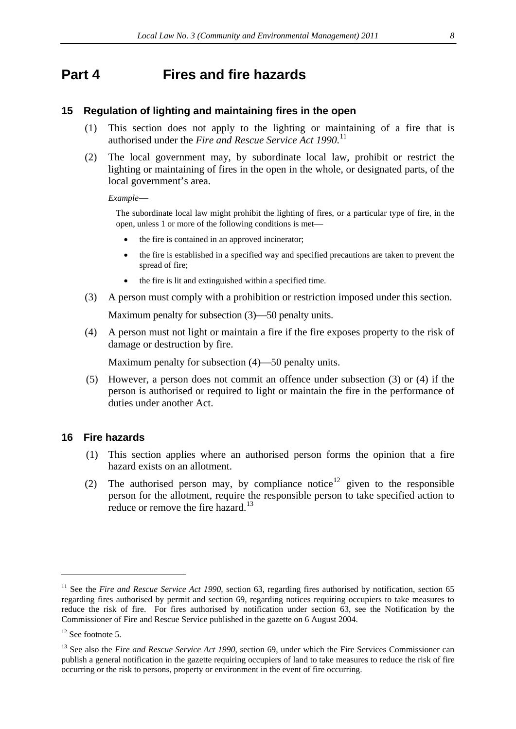# Part 4 Fires and fire hazards

### 15 Regulation of lighting and maintaining fires in the open

(1) This section does not apply to the lighting or maintaining of a fire that is authorised under the *Fire and Rescue Service Act 1990*.[11]

(2) The local government may, by subordinate local law, prohibit or restrict the lighting or maintaining of fires in the open in the whole, or designated parts, of the local government's area.

*Example*—

The subordinate local law might prohibit the lighting of fires, or a particular type of fire, in the open, unless 1 or more of the following conditions is met—

- the fire is contained in an approved incinerator;
- the fire is established in a specified way and specified precautions are taken to prevent the spread of fire;
- the fire is lit and extinguished within a specified time.

(3) A person must comply with a prohibition or restriction imposed under this section.

Maximum penalty for subsection (3)—50 penalty units.

(4) A person must not light or maintain a fire if the fire exposes property to the risk of damage or destruction by fire.

Maximum penalty for subsection (4)—50 penalty units.

(5) However, a person does not commit an offence under subsection (3) or (4) if the person is authorised or required to light or maintain the fire in the performance of duties under another Act.

### 16 Fire hazards

(1) This section applies where an authorised person forms the opinion that a fire hazard exists on an allotment.

(2) The authorised person may, by compliance notice[12] given to the responsible person for the allotment, require the responsible person to take specified action to reduce or remove the fire hazard.[13]

---

[11] See the *Fire and Rescue Service Act 1990*, section 63, regarding fires authorised by notification, section 65 regarding fires authorised by permit and section 69, regarding notices requiring occupiers to take measures to reduce the risk of fire. For fires authorised by notification under section 63, see the Notification by the Commissioner of Fire and Rescue Service published in the gazette on 6 August 2004.

[12] See footnote 5.

[13] See also the *Fire and Rescue Service Act 1990*, section 69, under which the Fire Services Commissioner can publish a general notification in the gazette requiring occupiers of land to take measures to reduce the risk of fire occurring or the risk to persons, property or environment in the event of fire occurring.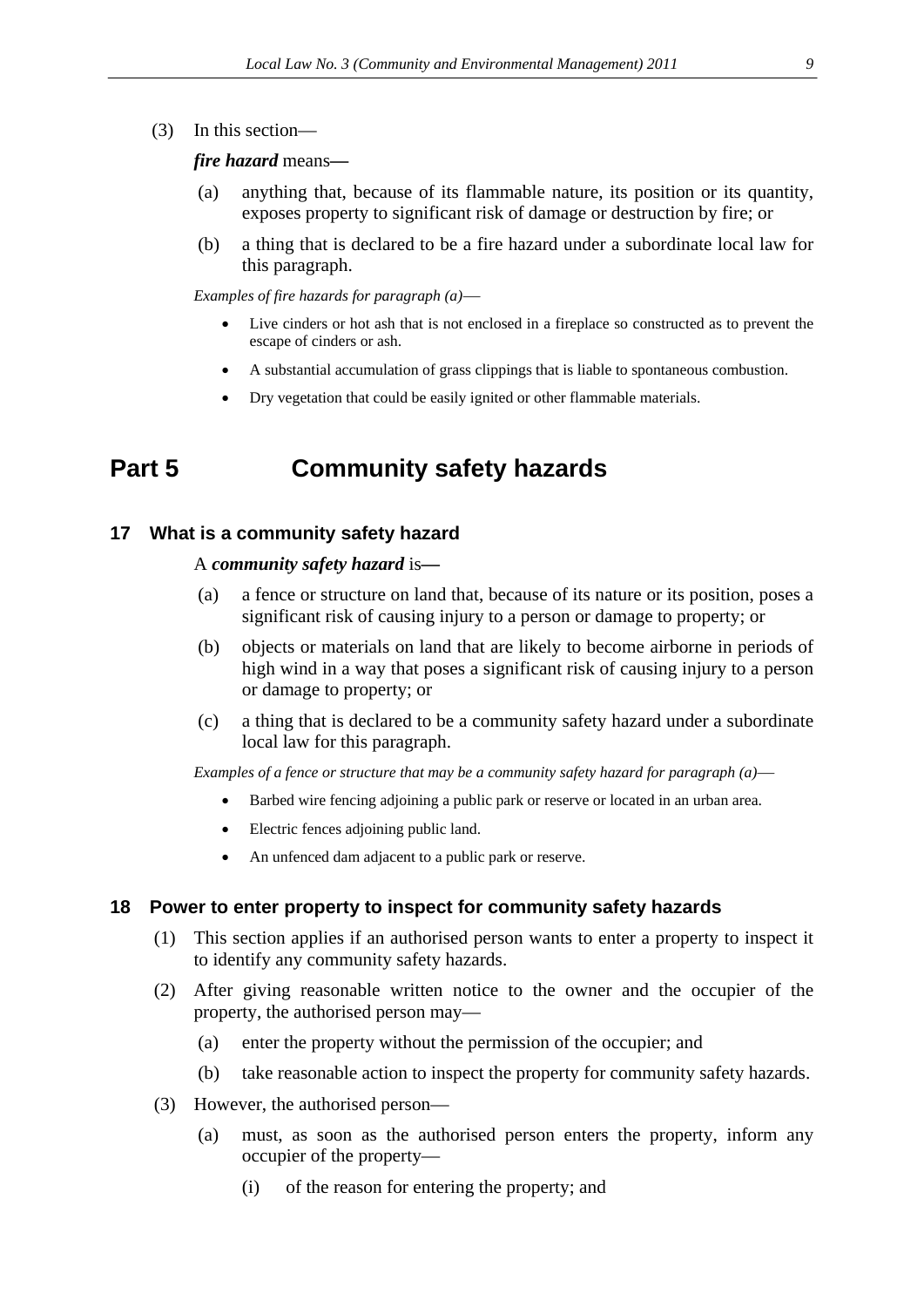(3) In this section—

***fire hazard*** means**—**

(a) anything that, because of its flammable nature, its position or its quantity, exposes property to significant risk of damage or destruction by fire; or

(b) a thing that is declared to be a fire hazard under a subordinate local law for this paragraph.

*Examples of fire hazards for paragraph (a)*—

- Live cinders or hot ash that is not enclosed in a fireplace so constructed as to prevent the escape of cinders or ash.
- A substantial accumulation of grass clippings that is liable to spontaneous combustion.
- Dry vegetation that could be easily ignited or other flammable materials.

# Part 5 Community safety hazards

## 17 What is a community safety hazard

A ***community safety hazard*** is**—**

(a) a fence or structure on land that, because of its nature or its position, poses a significant risk of causing injury to a person or damage to property; or

(b) objects or materials on land that are likely to become airborne in periods of high wind in a way that poses a significant risk of causing injury to a person or damage to property; or

(c) a thing that is declared to be a community safety hazard under a subordinate local law for this paragraph.

*Examples of a fence or structure that may be a community safety hazard for paragraph (a)*—

- Barbed wire fencing adjoining a public park or reserve or located in an urban area.
- Electric fences adjoining public land.
- An unfenced dam adjacent to a public park or reserve.

## 18 Power to enter property to inspect for community safety hazards

(1) This section applies if an authorised person wants to enter a property to inspect it to identify any community safety hazards.

(2) After giving reasonable written notice to the owner and the occupier of the property, the authorised person may—

(a) enter the property without the permission of the occupier; and

(b) take reasonable action to inspect the property for community safety hazards.

(3) However, the authorised person—

(a) must, as soon as the authorised person enters the property, inform any occupier of the property—

(i) of the reason for entering the property; and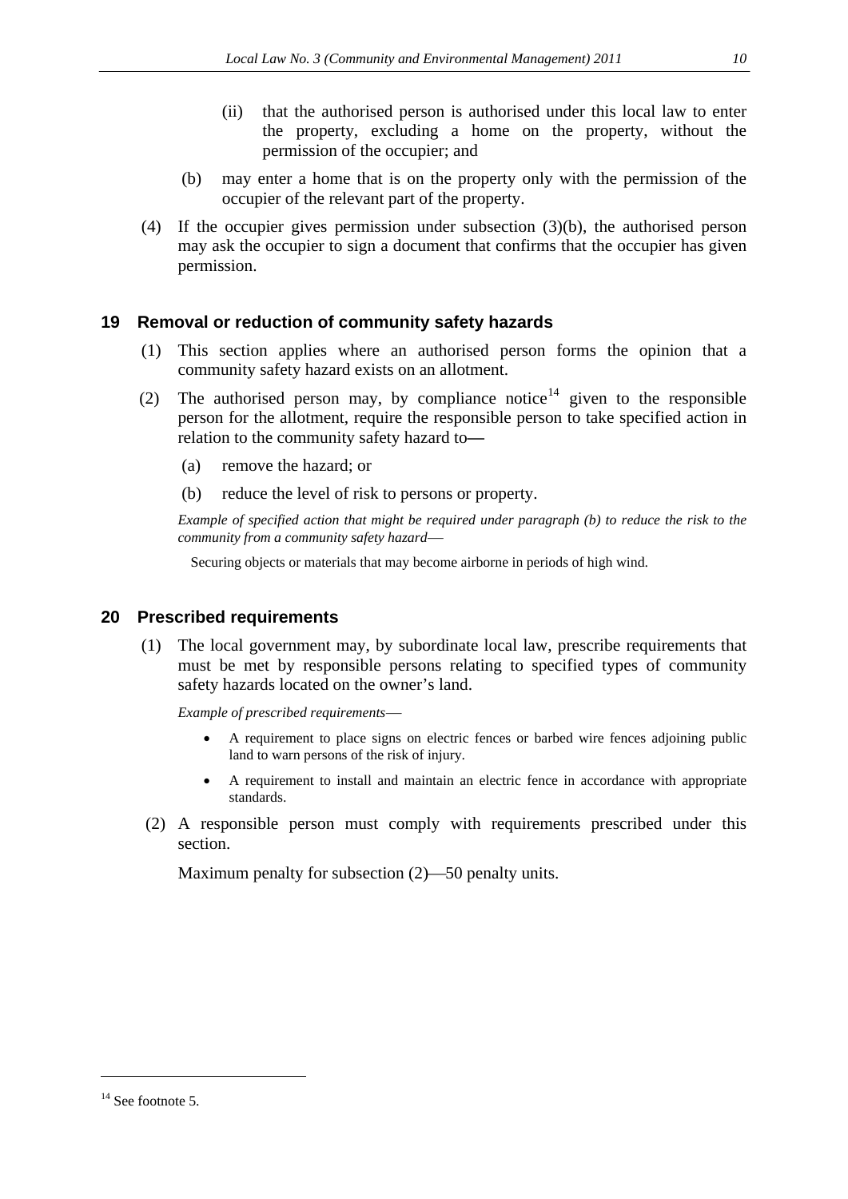(ii) that the authorised person is authorised under this local law to enter the property, excluding a home on the property, without the permission of the occupier; and

(b) may enter a home that is on the property only with the permission of the occupier of the relevant part of the property.

(4) If the occupier gives permission under subsection (3)(b), the authorised person may ask the occupier to sign a document that confirms that the occupier has given permission.

## 19 Removal or reduction of community safety hazards

(1) This section applies where an authorised person forms the opinion that a community safety hazard exists on an allotment.

(2) The authorised person may, by compliance notice[14] given to the responsible person for the allotment, require the responsible person to take specified action in relation to the community safety hazard to—

(a) remove the hazard; or

(b) reduce the level of risk to persons or property.

*Example of specified action that might be required under paragraph (b) to reduce the risk to the community from a community safety hazard*—

Securing objects or materials that may become airborne in periods of high wind.

## 20 Prescribed requirements

(1) The local government may, by subordinate local law, prescribe requirements that must be met by responsible persons relating to specified types of community safety hazards located on the owner's land.

*Example of prescribed requirements*—

- A requirement to place signs on electric fences or barbed wire fences adjoining public land to warn persons of the risk of injury.
- A requirement to install and maintain an electric fence in accordance with appropriate standards.

(2) A responsible person must comply with requirements prescribed under this section.

Maximum penalty for subsection (2)—50 penalty units.

---

[14] See footnote 5.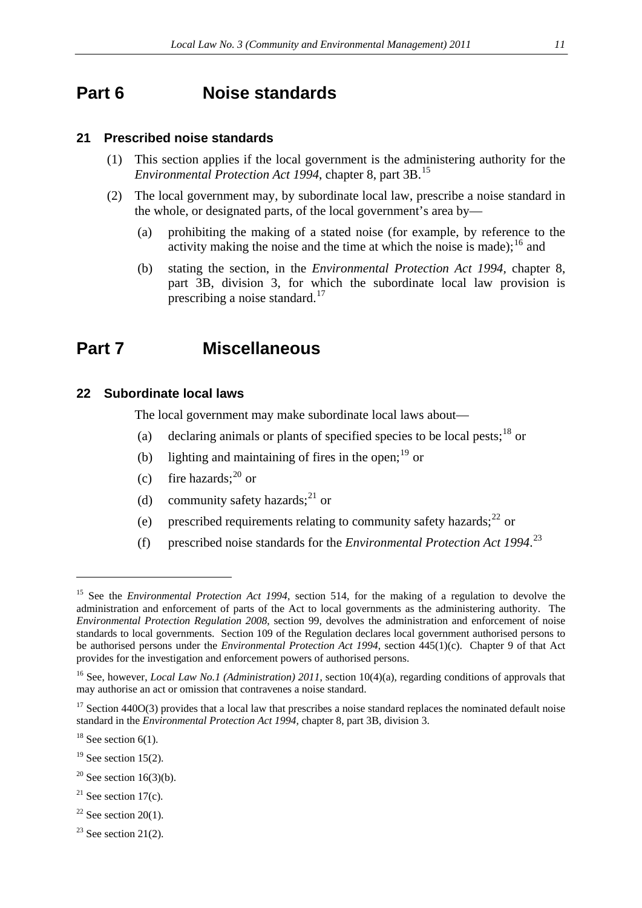# Part 6 Noise standards

## 21 Prescribed noise standards

(1) This section applies if the local government is the administering authority for the *Environmental Protection Act 1994*, chapter 8, part 3B.[15]

(2) The local government may, by subordinate local law, prescribe a noise standard in the whole, or designated parts, of the local government's area by—

(a) prohibiting the making of a stated noise (for example, by reference to the activity making the noise and the time at which the noise is made);[16] and

(b) stating the section, in the *Environmental Protection Act 1994*, chapter 8, part 3B, division 3, for which the subordinate local law provision is prescribing a noise standard.[17]

# Part 7 Miscellaneous

## 22 Subordinate local laws

The local government may make subordinate local laws about—

(a) declaring animals or plants of specified species to be local pests;[18] or

(b) lighting and maintaining of fires in the open;[19] or

(c) fire hazards;[20] or

(d) community safety hazards;[21] or

(e) prescribed requirements relating to community safety hazards;[22] or

(f) prescribed noise standards for the *Environmental Protection Act 1994*.[23]

---

[15] See the *Environmental Protection Act 1994*, section 514, for the making of a regulation to devolve the administration and enforcement of parts of the Act to local governments as the administering authority. The *Environmental Protection Regulation 2008*, section 99, devolves the administration and enforcement of noise standards to local governments. Section 109 of the Regulation declares local government authorised persons to be authorised persons under the *Environmental Protection Act 1994*, section 445(1)(c). Chapter 9 of that Act provides for the investigation and enforcement powers of authorised persons.

[16] See, however, *Local Law No.1 (Administration) 2011*, section 10(4)(a), regarding conditions of approvals that may authorise an act or omission that contravenes a noise standard.

[17] Section 440O(3) provides that a local law that prescribes a noise standard replaces the nominated default noise standard in the *Environmental Protection Act 1994*, chapter 8, part 3B, division 3.

[18] See section 6(1).

[19] See section 15(2).

[20] See section 16(3)(b).

[21] See section 17(c).

[22] See section 20(1).

[23] See section 21(2).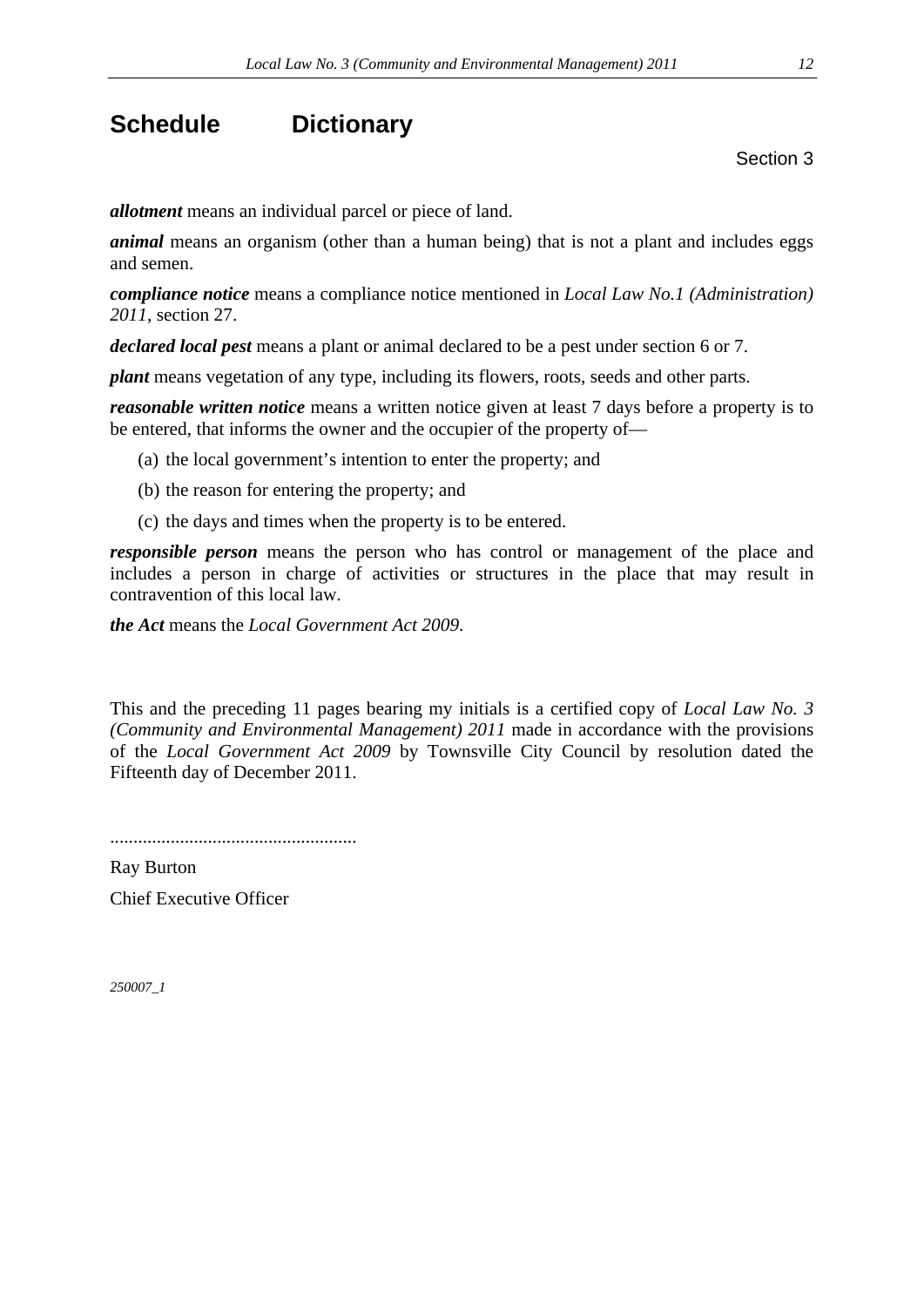# Schedule Dictionary

Section 3

***allotment*** means an individual parcel or piece of land.

***animal*** means an organism (other than a human being) that is not a plant and includes eggs and semen.

***compliance notice*** means a compliance notice mentioned in *Local Law No.1 (Administration) 2011*, section 27.

***declared local pest*** means a plant or animal declared to be a pest under section 6 or 7.

***plant*** means vegetation of any type, including its flowers, roots, seeds and other parts.

***reasonable written notice*** means a written notice given at least 7 days before a property is to be entered, that informs the owner and the occupier of the property of—

(a) the local government's intention to enter the property; and

(b) the reason for entering the property; and

(c) the days and times when the property is to be entered.

***responsible person*** means the person who has control or management of the place and includes a person in charge of activities or structures in the place that may result in contravention of this local law.

***the Act*** means the *Local Government Act 2009*.

This and the preceding 11 pages bearing my initials is a certified copy of *Local Law No. 3 (Community and Environmental Management) 2011* made in accordance with the provisions of the *Local Government Act 2009* by Townsville City Council by resolution dated the Fifteenth day of December 2011.

....................................................

Ray Burton

Chief Executive Officer

*250007_1*